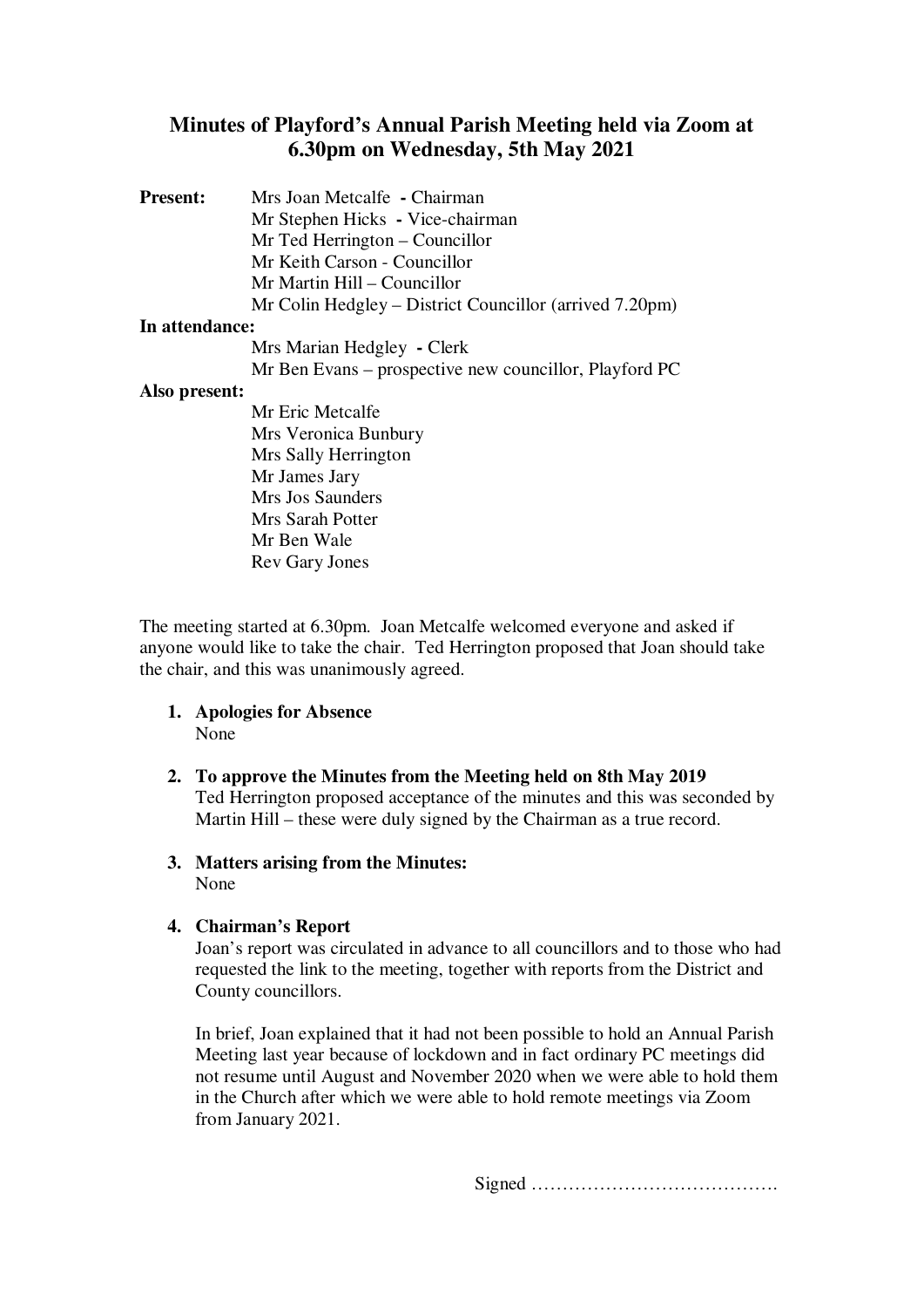# Minutes of Playford's Annual Parish Meeting held via Zoom at 6.30pm on Wednesday, 5th May 2021

**Present:**
- Mrs Joan Metcalfe - Chairman
- Mr Stephen Hicks - Vice-chairman
- Mr Ted Herrington – Councillor
- Mr Keith Carson - Councillor
- Mr Martin Hill – Councillor
- Mr Colin Hedgley – District Councillor (arrived 7.20pm)

**In attendance:**
- Mrs Marian Hedgley - Clerk
- Mr Ben Evans – prospective new councillor, Playford PC

**Also present:**
- Mr Eric Metcalfe
- Mrs Veronica Bunbury
- Mrs Sally Herrington
- Mr James Jary
- Mrs Jos Saunders
- Mrs Sarah Potter
- Mr Ben Wale
- Rev Gary Jones

The meeting started at 6.30pm. Joan Metcalfe welcomed everyone and asked if anyone would like to take the chair. Ted Herrington proposed that Joan should take the chair, and this was unanimously agreed.

1. **Apologies for Absence**
   None

2. **To approve the Minutes from the Meeting held on 8th May 2019**
   Ted Herrington proposed acceptance of the minutes and this was seconded by Martin Hill – these were duly signed by the Chairman as a true record.

3. **Matters arising from the Minutes:**
   None

4. **Chairman's Report**
   Joan's report was circulated in advance to all councillors and to those who had requested the link to the meeting, together with reports from the District and County councillors.

   In brief, Joan explained that it had not been possible to hold an Annual Parish Meeting last year because of lockdown and in fact ordinary PC meetings did not resume until August and November 2020 when we were able to hold them in the Church after which we were able to hold remote meetings via Zoom from January 2021.

Signed ………………………………….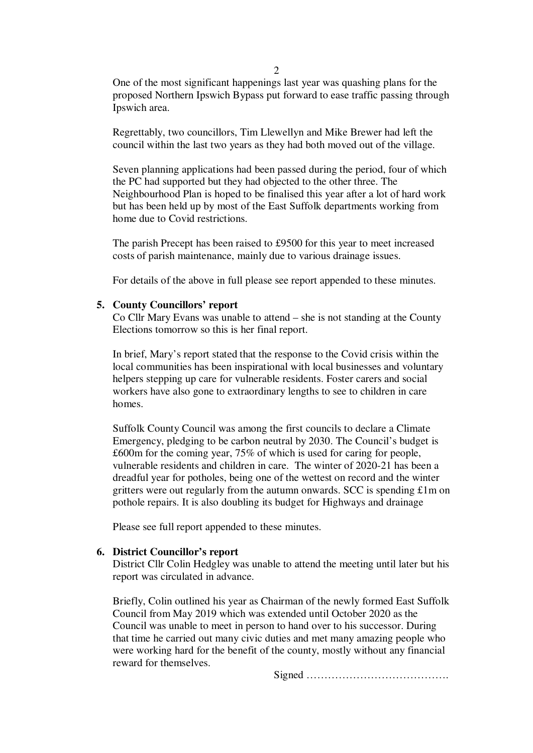One of the most significant happenings last year was quashing plans for the proposed Northern Ipswich Bypass put forward to ease traffic passing through Ipswich area.

Regrettably, two councillors, Tim Llewellyn and Mike Brewer had left the council within the last two years as they had both moved out of the village.

Seven planning applications had been passed during the period, four of which the PC had supported but they had objected to the other three. The Neighbourhood Plan is hoped to be finalised this year after a lot of hard work but has been held up by most of the East Suffolk departments working from home due to Covid restrictions.

The parish Precept has been raised to £9500 for this year to meet increased costs of parish maintenance, mainly due to various drainage issues.

For details of the above in full please see report appended to these minutes.

5. **County Councillors' report**

Co Cllr Mary Evans was unable to attend – she is not standing at the County Elections tomorrow so this is her final report.

In brief, Mary's report stated that the response to the Covid crisis within the local communities has been inspirational with local businesses and voluntary helpers stepping up care for vulnerable residents. Foster carers and social workers have also gone to extraordinary lengths to see to children in care homes.

Suffolk County Council was among the first councils to declare a Climate Emergency, pledging to be carbon neutral by 2030. The Council's budget is £600m for the coming year, 75% of which is used for caring for people, vulnerable residents and children in care. The winter of 2020-21 has been a dreadful year for potholes, being one of the wettest on record and the winter gritters were out regularly from the autumn onwards. SCC is spending £1m on pothole repairs. It is also doubling its budget for Highways and drainage

Please see full report appended to these minutes.

6. **District Councillor's report**

District Cllr Colin Hedgley was unable to attend the meeting until later but his report was circulated in advance.

Briefly, Colin outlined his year as Chairman of the newly formed East Suffolk Council from May 2019 which was extended until October 2020 as the Council was unable to meet in person to hand over to his successor. During that time he carried out many civic duties and met many amazing people who were working hard for the benefit of the county, mostly without any financial reward for themselves.

Signed ………………………………….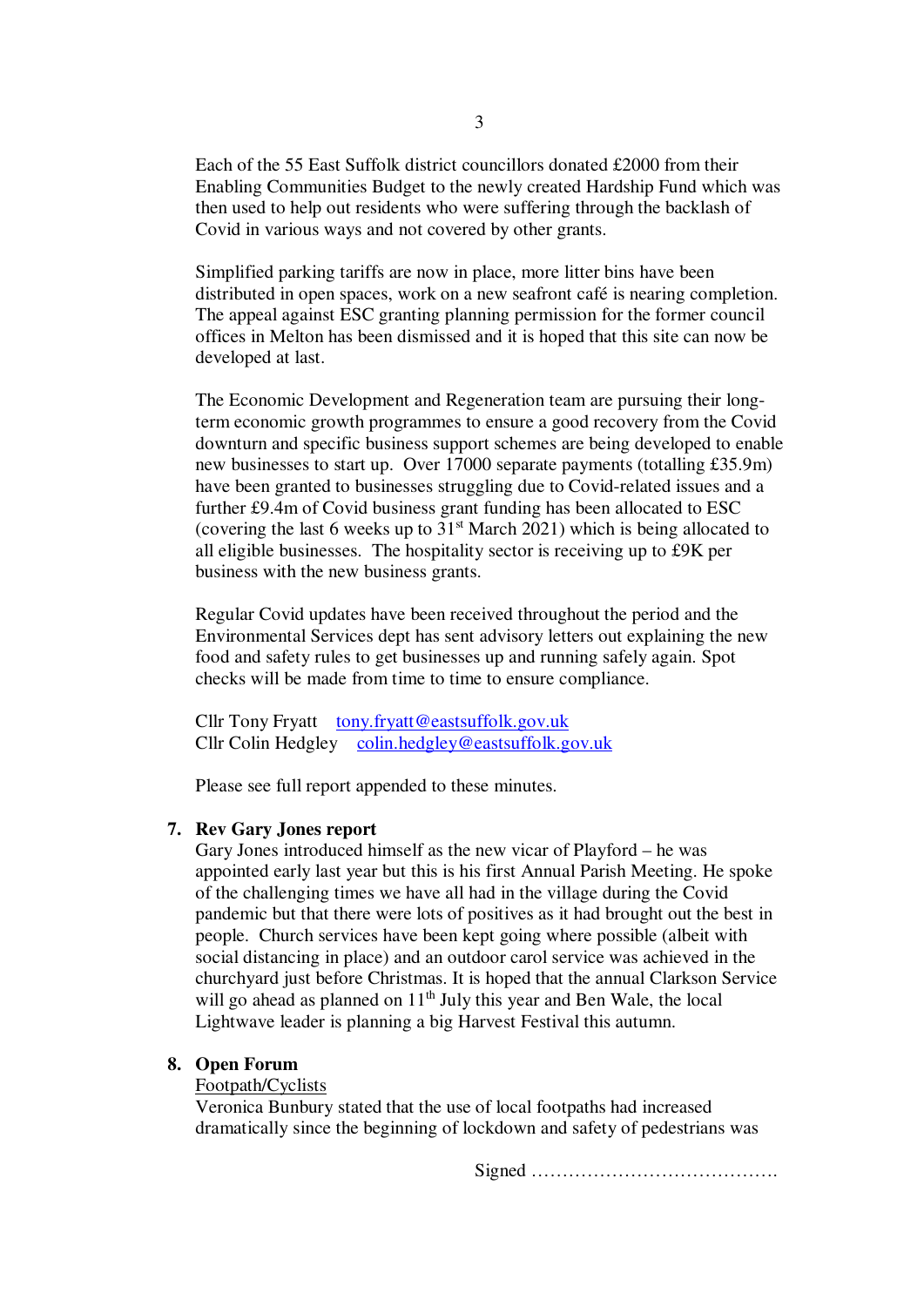Each of the 55 East Suffolk district councillors donated £2000 from their Enabling Communities Budget to the newly created Hardship Fund which was then used to help out residents who were suffering through the backlash of Covid in various ways and not covered by other grants.

Simplified parking tariffs are now in place, more litter bins have been distributed in open spaces, work on a new seafront café is nearing completion. The appeal against ESC granting planning permission for the former council offices in Melton has been dismissed and it is hoped that this site can now be developed at last.

The Economic Development and Regeneration team are pursuing their long-term economic growth programmes to ensure a good recovery from the Covid downturn and specific business support schemes are being developed to enable new businesses to start up. Over 17000 separate payments (totalling £35.9m) have been granted to businesses struggling due to Covid-related issues and a further £9.4m of Covid business grant funding has been allocated to ESC (covering the last 6 weeks up to 31st March 2021) which is being allocated to all eligible businesses. The hospitality sector is receiving up to £9K per business with the new business grants.

Regular Covid updates have been received throughout the period and the Environmental Services dept has sent advisory letters out explaining the new food and safety rules to get businesses up and running safely again. Spot checks will be made from time to time to ensure compliance.

Cllr Tony Fryatt tony.fryatt@eastsuffolk.gov.uk
Cllr Colin Hedgley colin.hedgley@eastsuffolk.gov.uk

Please see full report appended to these minutes.

**7. Rev Gary Jones report**

Gary Jones introduced himself as the new vicar of Playford – he was appointed early last year but this is his first Annual Parish Meeting. He spoke of the challenging times we have all had in the village during the Covid pandemic but that there were lots of positives as it had brought out the best in people. Church services have been kept going where possible (albeit with social distancing in place) and an outdoor carol service was achieved in the churchyard just before Christmas. It is hoped that the annual Clarkson Service will go ahead as planned on 11th July this year and Ben Wale, the local Lightwave leader is planning a big Harvest Festival this autumn.

**8. Open Forum**

Footpath/Cyclists

Veronica Bunbury stated that the use of local footpaths had increased dramatically since the beginning of lockdown and safety of pedestrians was

Signed ………………………………….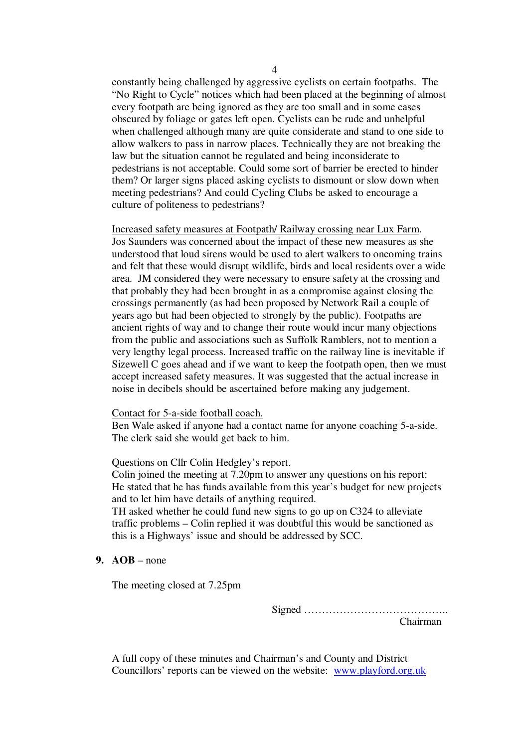constantly being challenged by aggressive cyclists on certain footpaths. The "No Right to Cycle" notices which had been placed at the beginning of almost every footpath are being ignored as they are too small and in some cases obscured by foliage or gates left open. Cyclists can be rude and unhelpful when challenged although many are quite considerate and stand to one side to allow walkers to pass in narrow places. Technically they are not breaking the law but the situation cannot be regulated and being inconsiderate to pedestrians is not acceptable. Could some sort of barrier be erected to hinder them? Or larger signs placed asking cyclists to dismount or slow down when meeting pedestrians? And could Cycling Clubs be asked to encourage a culture of politeness to pedestrians?

<u>Increased safety measures at Footpath/ Railway crossing near Lux Farm</u>.
Jos Saunders was concerned about the impact of these new measures as she understood that loud sirens would be used to alert walkers to oncoming trains and felt that these would disrupt wildlife, birds and local residents over a wide area. JM considered they were necessary to ensure safety at the crossing and that probably they had been brought in as a compromise against closing the crossings permanently (as had been proposed by Network Rail a couple of years ago but had been objected to strongly by the public). Footpaths are ancient rights of way and to change their route would incur many objections from the public and associations such as Suffolk Ramblers, not to mention a very lengthy legal process. Increased traffic on the railway line is inevitable if Sizewell C goes ahead and if we want to keep the footpath open, then we must accept increased safety measures. It was suggested that the actual increase in noise in decibels should be ascertained before making any judgement.

<u>Contact for 5-a-side football coach.</u>
Ben Wale asked if anyone had a contact name for anyone coaching 5-a-side. The clerk said she would get back to him.

<u>Questions on Cllr Colin Hedgley's report</u>.
Colin joined the meeting at 7.20pm to answer any questions on his report: He stated that he has funds available from this year's budget for new projects and to let him have details of anything required.
TH asked whether he could fund new signs to go up on C324 to alleviate traffic problems – Colin replied it was doubtful this would be sanctioned as this is a Highways' issue and should be addressed by SCC.

**9. AOB** – none

The meeting closed at 7.25pm

Signed …………………………………..
Chairman

A full copy of these minutes and Chairman's and County and District Councillors' reports can be viewed on the website: www.playford.org.uk